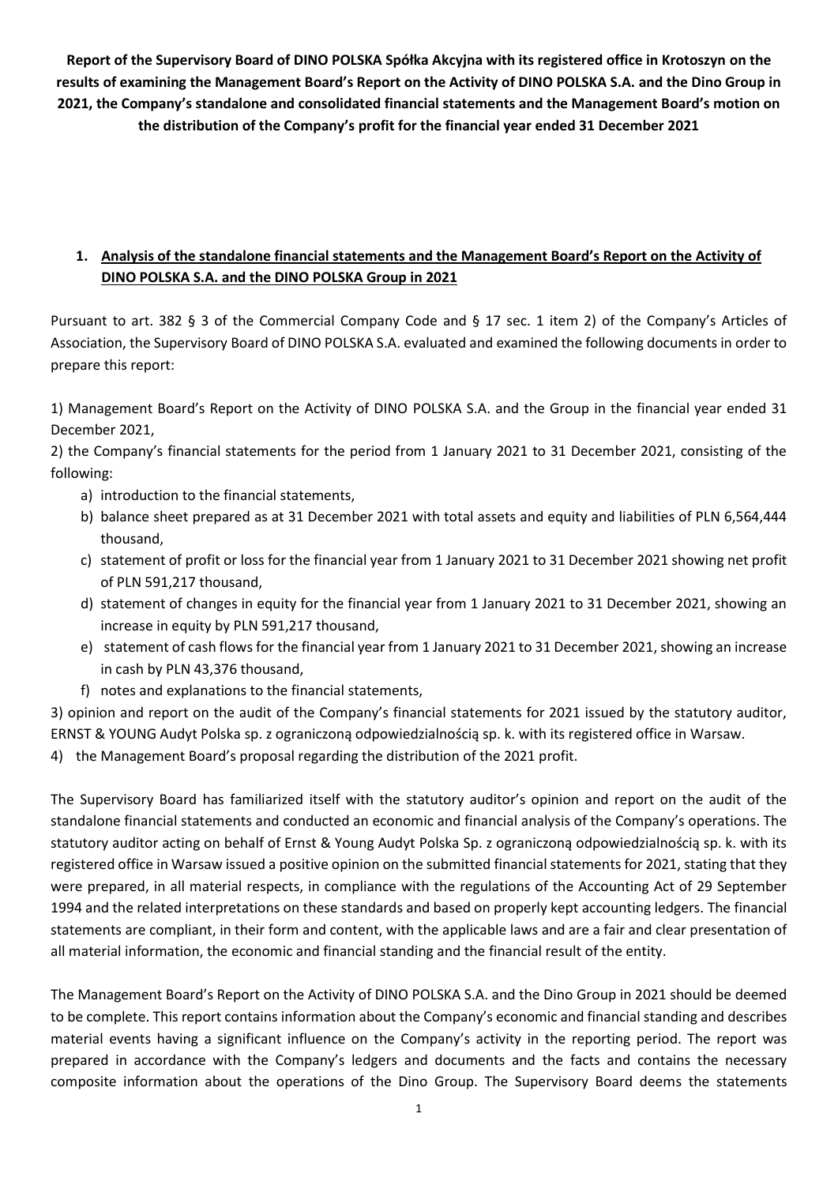**Report of the Supervisory Board of DINO POLSKA Spółka Akcyjna with its registered office in Krotoszyn on the results of examining the Management Board's Report on the Activity of DINO POLSKA S.A. and the Dino Group in 2021, the Company's standalone and consolidated financial statements and the Management Board's motion on the distribution of the Company's profit for the financial year ended 31 December 2021**

## 1. Analysis of the standalone financial statements and the Management Board's Report on the Activity of DINO POLSKA S.A. and the DINO POLSKA Group in 2021

Pursuant to art. 382 § 3 of the Commercial Company Code and § 17 sec. 1 item 2) of the Company's Articles of Association, the Supervisory Board of DINO POLSKA S.A. evaluated and examined the following documents in order to prepare this report:

1) Management Board's Report on the Activity of DINO POLSKA S.A. and the Group in the financial year ended 31 December 2021,

2) the Company's financial statements for the period from 1 January 2021 to 31 December 2021, consisting of the following:

a) introduction to the financial statements,
b) balance sheet prepared as at 31 December 2021 with total assets and equity and liabilities of PLN 6,564,444 thousand,
c) statement of profit or loss for the financial year from 1 January 2021 to 31 December 2021 showing net profit of PLN 591,217 thousand,
d) statement of changes in equity for the financial year from 1 January 2021 to 31 December 2021, showing an increase in equity by PLN 591,217 thousand,
e) statement of cash flows for the financial year from 1 January 2021 to 31 December 2021, showing an increase in cash by PLN 43,376 thousand,
f) notes and explanations to the financial statements,

3) opinion and report on the audit of the Company's financial statements for 2021 issued by the statutory auditor, ERNST & YOUNG Audyt Polska sp. z ograniczoną odpowiedzialnością sp. k. with its registered office in Warsaw.

4) the Management Board's proposal regarding the distribution of the 2021 profit.

The Supervisory Board has familiarized itself with the statutory auditor's opinion and report on the audit of the standalone financial statements and conducted an economic and financial analysis of the Company's operations. The statutory auditor acting on behalf of Ernst & Young Audyt Polska Sp. z ograniczoną odpowiedzialnością sp. k. with its registered office in Warsaw issued a positive opinion on the submitted financial statements for 2021, stating that they were prepared, in all material respects, in compliance with the regulations of the Accounting Act of 29 September 1994 and the related interpretations on these standards and based on properly kept accounting ledgers. The financial statements are compliant, in their form and content, with the applicable laws and are a fair and clear presentation of all material information, the economic and financial standing and the financial result of the entity.

The Management Board's Report on the Activity of DINO POLSKA S.A. and the Dino Group in 2021 should be deemed to be complete. This report contains information about the Company's economic and financial standing and describes material events having a significant influence on the Company's activity in the reporting period. The report was prepared in accordance with the Company's ledgers and documents and the facts and contains the necessary composite information about the operations of the Dino Group. The Supervisory Board deems the statements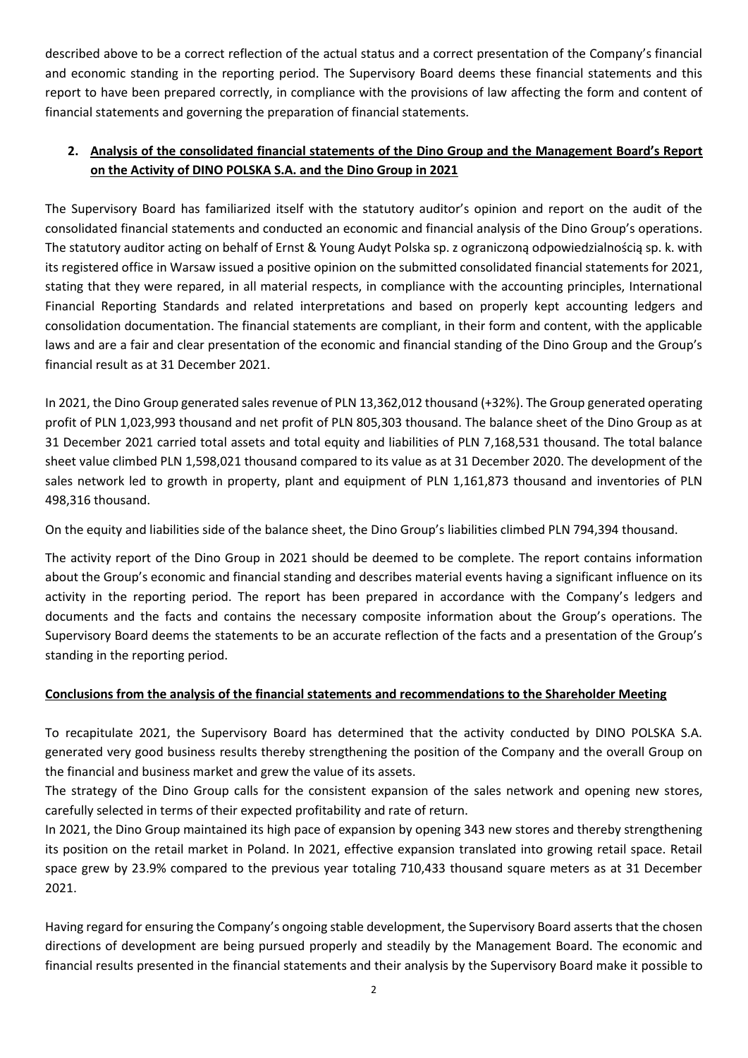described above to be a correct reflection of the actual status and a correct presentation of the Company's financial and economic standing in the reporting period. The Supervisory Board deems these financial statements and this report to have been prepared correctly, in compliance with the provisions of law affecting the form and content of financial statements and governing the preparation of financial statements.

## 2. Analysis of the consolidated financial statements of the Dino Group and the Management Board's Report on the Activity of DINO POLSKA S.A. and the Dino Group in 2021

The Supervisory Board has familiarized itself with the statutory auditor's opinion and report on the audit of the consolidated financial statements and conducted an economic and financial analysis of the Dino Group's operations. The statutory auditor acting on behalf of Ernst & Young Audyt Polska sp. z ograniczoną odpowiedzialnością sp. k. with its registered office in Warsaw issued a positive opinion on the submitted consolidated financial statements for 2021, stating that they were repared, in all material respects, in compliance with the accounting principles, International Financial Reporting Standards and related interpretations and based on properly kept accounting ledgers and consolidation documentation. The financial statements are compliant, in their form and content, with the applicable laws and are a fair and clear presentation of the economic and financial standing of the Dino Group and the Group's financial result as at 31 December 2021.

In 2021, the Dino Group generated sales revenue of PLN 13,362,012 thousand (+32%). The Group generated operating profit of PLN 1,023,993 thousand and net profit of PLN 805,303 thousand. The balance sheet of the Dino Group as at 31 December 2021 carried total assets and total equity and liabilities of PLN 7,168,531 thousand. The total balance sheet value climbed PLN 1,598,021 thousand compared to its value as at 31 December 2020. The development of the sales network led to growth in property, plant and equipment of PLN 1,161,873 thousand and inventories of PLN 498,316 thousand.

On the equity and liabilities side of the balance sheet, the Dino Group's liabilities climbed PLN 794,394 thousand.

The activity report of the Dino Group in 2021 should be deemed to be complete. The report contains information about the Group's economic and financial standing and describes material events having a significant influence on its activity in the reporting period. The report has been prepared in accordance with the Company's ledgers and documents and the facts and contains the necessary composite information about the Group's operations. The Supervisory Board deems the statements to be an accurate reflection of the facts and a presentation of the Group's standing in the reporting period.

## Conclusions from the analysis of the financial statements and recommendations to the Shareholder Meeting

To recapitulate 2021, the Supervisory Board has determined that the activity conducted by DINO POLSKA S.A. generated very good business results thereby strengthening the position of the Company and the overall Group on the financial and business market and grew the value of its assets.

The strategy of the Dino Group calls for the consistent expansion of the sales network and opening new stores, carefully selected in terms of their expected profitability and rate of return.

In 2021, the Dino Group maintained its high pace of expansion by opening 343 new stores and thereby strengthening its position on the retail market in Poland. In 2021, effective expansion translated into growing retail space. Retail space grew by 23.9% compared to the previous year totaling 710,433 thousand square meters as at 31 December 2021.

Having regard for ensuring the Company's ongoing stable development, the Supervisory Board asserts that the chosen directions of development are being pursued properly and steadily by the Management Board. The economic and financial results presented in the financial statements and their analysis by the Supervisory Board make it possible to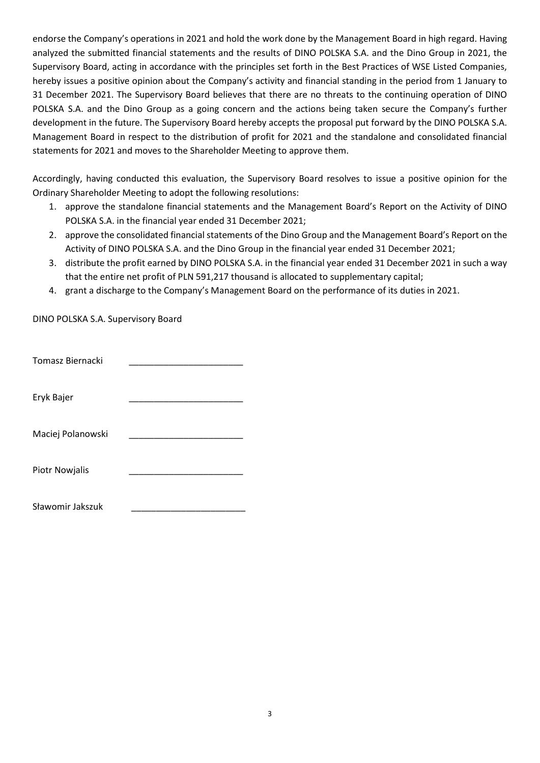endorse the Company's operations in 2021 and hold the work done by the Management Board in high regard. Having analyzed the submitted financial statements and the results of DINO POLSKA S.A. and the Dino Group in 2021, the Supervisory Board, acting in accordance with the principles set forth in the Best Practices of WSE Listed Companies, hereby issues a positive opinion about the Company's activity and financial standing in the period from 1 January to 31 December 2021. The Supervisory Board believes that there are no threats to the continuing operation of DINO POLSKA S.A. and the Dino Group as a going concern and the actions being taken secure the Company's further development in the future. The Supervisory Board hereby accepts the proposal put forward by the DINO POLSKA S.A. Management Board in respect to the distribution of profit for 2021 and the standalone and consolidated financial statements for 2021 and moves to the Shareholder Meeting to approve them.

Accordingly, having conducted this evaluation, the Supervisory Board resolves to issue a positive opinion for the Ordinary Shareholder Meeting to adopt the following resolutions:

1. approve the standalone financial statements and the Management Board's Report on the Activity of DINO POLSKA S.A. in the financial year ended 31 December 2021;
2. approve the consolidated financial statements of the Dino Group and the Management Board's Report on the Activity of DINO POLSKA S.A. and the Dino Group in the financial year ended 31 December 2021;
3. distribute the profit earned by DINO POLSKA S.A. in the financial year ended 31 December 2021 in such a way that the entire net profit of PLN 591,217 thousand is allocated to supplementary capital;
4. grant a discharge to the Company's Management Board on the performance of its duties in 2021.

DINO POLSKA S.A. Supervisory Board

Tomasz Biernacki \_\_\_\_\_\_\_\_\_\_\_\_\_\_\_\_\_\_\_\_\_\_\_

Eryk Bajer \_\_\_\_\_\_\_\_\_\_\_\_\_\_\_\_\_\_\_\_\_\_\_

Maciej Polanowski \_\_\_\_\_\_\_\_\_\_\_\_\_\_\_\_\_\_\_\_\_\_\_

Piotr Nowjalis \_\_\_\_\_\_\_\_\_\_\_\_\_\_\_\_\_\_\_\_\_\_\_

Sławomir Jakszuk \_\_\_\_\_\_\_\_\_\_\_\_\_\_\_\_\_\_\_\_\_\_\_